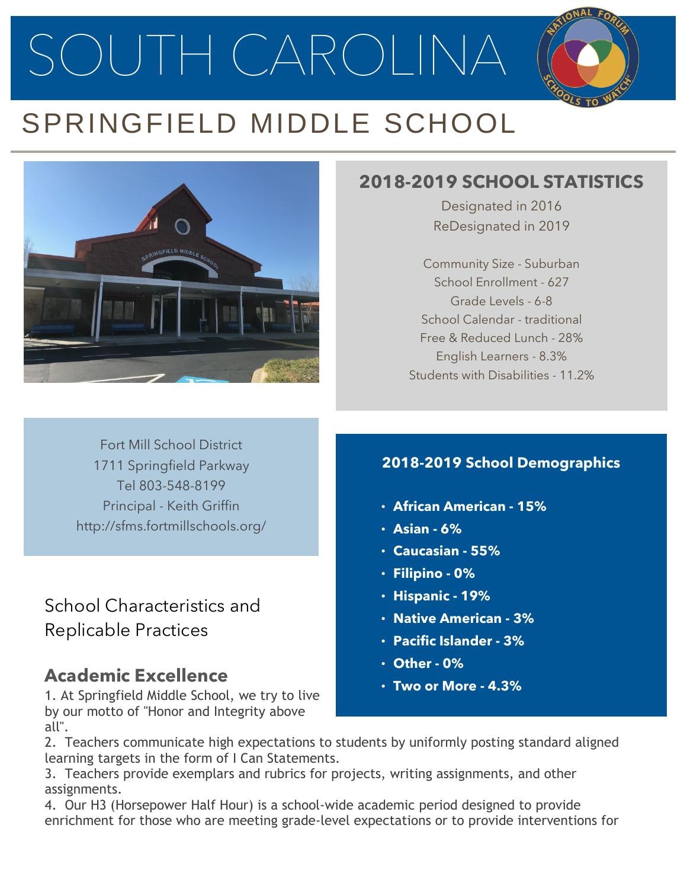# SOUTH CAROLINA

## SPRINGFIELD MIDDLE SCHOOL

### 2018-2019 SCHOOL STATISTICS

Designated in 2016
ReDesignated in 2019

Community Size - Suburban
School Enrollment - 627
Grade Levels - 6-8
School Calendar - traditional
Free & Reduced Lunch - 28%
English Learners - 8.3%
Students with Disabilities - 11.2%

Fort Mill School District
1711 Springfield Parkway
Tel 803-548-8199
Principal - Keith Griffin
http://sfms.fortmillschools.org/

### 2018-2019 School Demographics

- **African American - 15%**
- **Asian - 6%**
- **Caucasian - 55%**
- **Filipino - 0%**
- **Hispanic - 19%**
- **Native American - 3%**
- **Pacific Islander - 3%**
- **Other - 0%**
- **Two or More - 4.3%**

## School Characteristics and Replicable Practices

### Academic Excellence

1. At Springfield Middle School, we try to live by our motto of "Honor and Integrity above all".
2. Teachers communicate high expectations to students by uniformly posting standard aligned learning targets in the form of I Can Statements.
3. Teachers provide exemplars and rubrics for projects, writing assignments, and other assignments.
4. Our H3 (Horsepower Half Hour) is a school-wide academic period designed to provide enrichment for those who are meeting grade-level expectations or to provide interventions for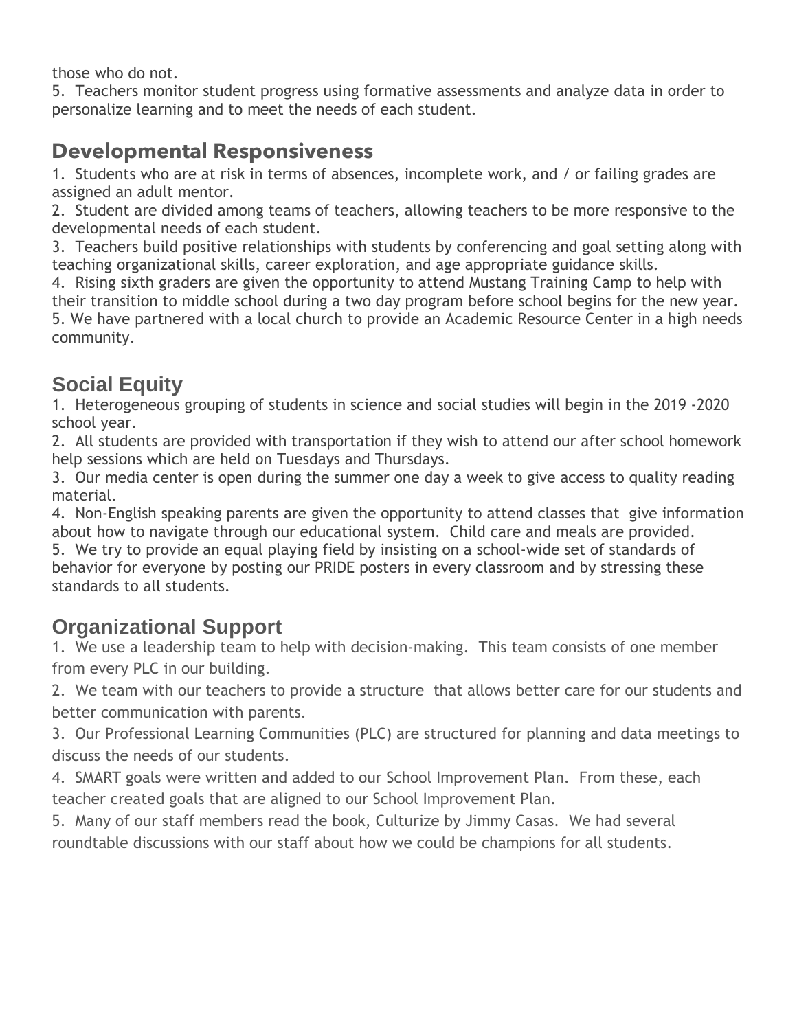those who do not.

5. Teachers monitor student progress using formative assessments and analyze data in order to personalize learning and to meet the needs of each student.

## Developmental Responsiveness

1. Students who are at risk in terms of absences, incomplete work, and / or failing grades are assigned an adult mentor.
2. Student are divided among teams of teachers, allowing teachers to be more responsive to the developmental needs of each student.
3. Teachers build positive relationships with students by conferencing and goal setting along with teaching organizational skills, career exploration, and age appropriate guidance skills.
4. Rising sixth graders are given the opportunity to attend Mustang Training Camp to help with their transition to middle school during a two day program before school begins for the new year.
5. We have partnered with a local church to provide an Academic Resource Center in a high needs community.

## Social Equity

1. Heterogeneous grouping of students in science and social studies will begin in the 2019 -2020 school year.
2. All students are provided with transportation if they wish to attend our after school homework help sessions which are held on Tuesdays and Thursdays.
3. Our media center is open during the summer one day a week to give access to quality reading material.
4. Non-English speaking parents are given the opportunity to attend classes that give information about how to navigate through our educational system. Child care and meals are provided.
5. We try to provide an equal playing field by insisting on a school-wide set of standards of behavior for everyone by posting our PRIDE posters in every classroom and by stressing these standards to all students.

## Organizational Support

1. We use a leadership team to help with decision-making. This team consists of one member from every PLC in our building.
2. We team with our teachers to provide a structure that allows better care for our students and better communication with parents.
3. Our Professional Learning Communities (PLC) are structured for planning and data meetings to discuss the needs of our students.
4. SMART goals were written and added to our School Improvement Plan. From these, each teacher created goals that are aligned to our School Improvement Plan.
5. Many of our staff members read the book, Culturize by Jimmy Casas. We had several roundtable discussions with our staff about how we could be champions for all students.